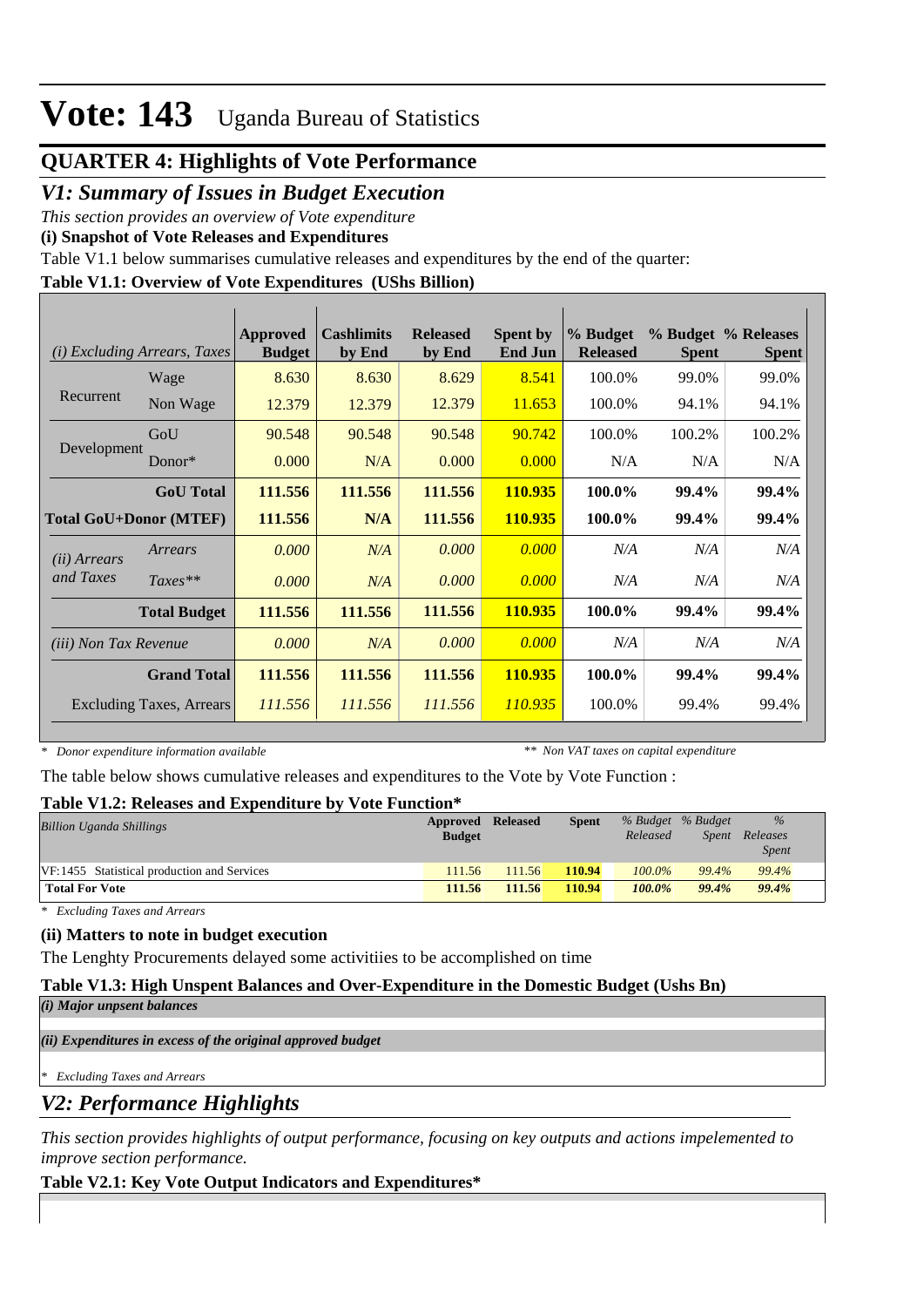# Vote: 143 Uganda Bureau of Statistics

## QUARTER 4: Highlights of Vote Performance

## *V1: Summary of Issues in Budget Execution*

*This section provides an overview of Vote expenditure*

**(i) Snapshot of Vote Releases and Expenditures**

Table V1.1 below summarises cumulative releases and expenditures by the end of the quarter:

**Table V1.1: Overview of Vote Expenditures (UShs Billion)**

| *(i) Excluding Arrears, Taxes* | | Approved Budget | Cashlimits by End | Released by End | Spent by End Jun | % Budget Released | % Budget Spent | % Releases Spent |
|---|---|---|---|---|---|---|---|---|
| Recurrent | Wage | 8.630 | 8.630 | 8.629 | 8.541 | 100.0% | 99.0% | 99.0% |
| | Non Wage | 12.379 | 12.379 | 12.379 | 11.653 | 100.0% | 94.1% | 94.1% |
| Development | GoU | 90.548 | 90.548 | 90.548 | 90.742 | 100.0% | 100.2% | 100.2% |
| | Donor* | 0.000 | N/A | 0.000 | 0.000 | N/A | N/A | N/A |
| | **GoU Total** | **111.556** | **111.556** | **111.556** | **110.935** | **100.0%** | **99.4%** | **99.4%** |
| **Total GoU+Donor (MTEF)** | | **111.556** | **N/A** | **111.556** | **110.935** | **100.0%** | **99.4%** | **99.4%** |
| *(ii) Arrears and Taxes* | *Arrears* | *0.000* | *N/A* | *0.000* | *0.000* | *N/A* | *N/A* | *N/A* |
| | *Taxes*** | *0.000* | *N/A* | *0.000* | *0.000* | *N/A* | *N/A* | *N/A* |
| | **Total Budget** | **111.556** | **111.556** | **111.556** | **110.935** | **100.0%** | **99.4%** | **99.4%** |
| *(iii) Non Tax Revenue* | | *0.000* | *N/A* | *0.000* | *0.000* | *N/A* | *N/A* | *N/A* |
| | **Grand Total** | **111.556** | **111.556** | **111.556** | **110.935** | **100.0%** | **99.4%** | **99.4%** |
| Excluding Taxes, Arrears | | *111.556* | *111.556* | *111.556* | *110.935* | 100.0% | 99.4% | 99.4% |

*\* Donor expenditure information available* *\*\* Non VAT taxes on capital expenditure*

The table below shows cumulative releases and expenditures to the Vote by Vote Function :

**Table V1.2: Releases and Expenditure by Vote Function***

| *Billion Uganda Shillings* | Approved Budget | Released | Spent | *% Budget Released* | *% Budget Spent* | *% Releases Spent* |
|---|---|---|---|---|---|---|
| VF:1455 Statistical production and Services | 111.56 | 111.56 | **110.94** | *100.0%* | *99.4%* | *99.4%* |
| **Total For Vote** | **111.56** | **111.56** | **110.94** | ***100.0%*** | ***99.4%*** | ***99.4%*** |

*\* Excluding Taxes and Arrears*

**(ii) Matters to note in budget execution**

The Lenghty Procurements delayed some activitiies to be accomplished on time

**Table V1.3: High Unspent Balances and Over-Expenditure in the Domestic Budget (Ushs Bn)**

***(i) Major unpsent balances***

***(ii) Expenditures in excess of the original approved budget***

*\* Excluding Taxes and Arrears*

## *V2: Performance Highlights*

*This section provides highlights of output performance, focusing on key outputs and actions impelemented to improve section performance.*

**Table V2.1: Key Vote Output Indicators and Expenditures***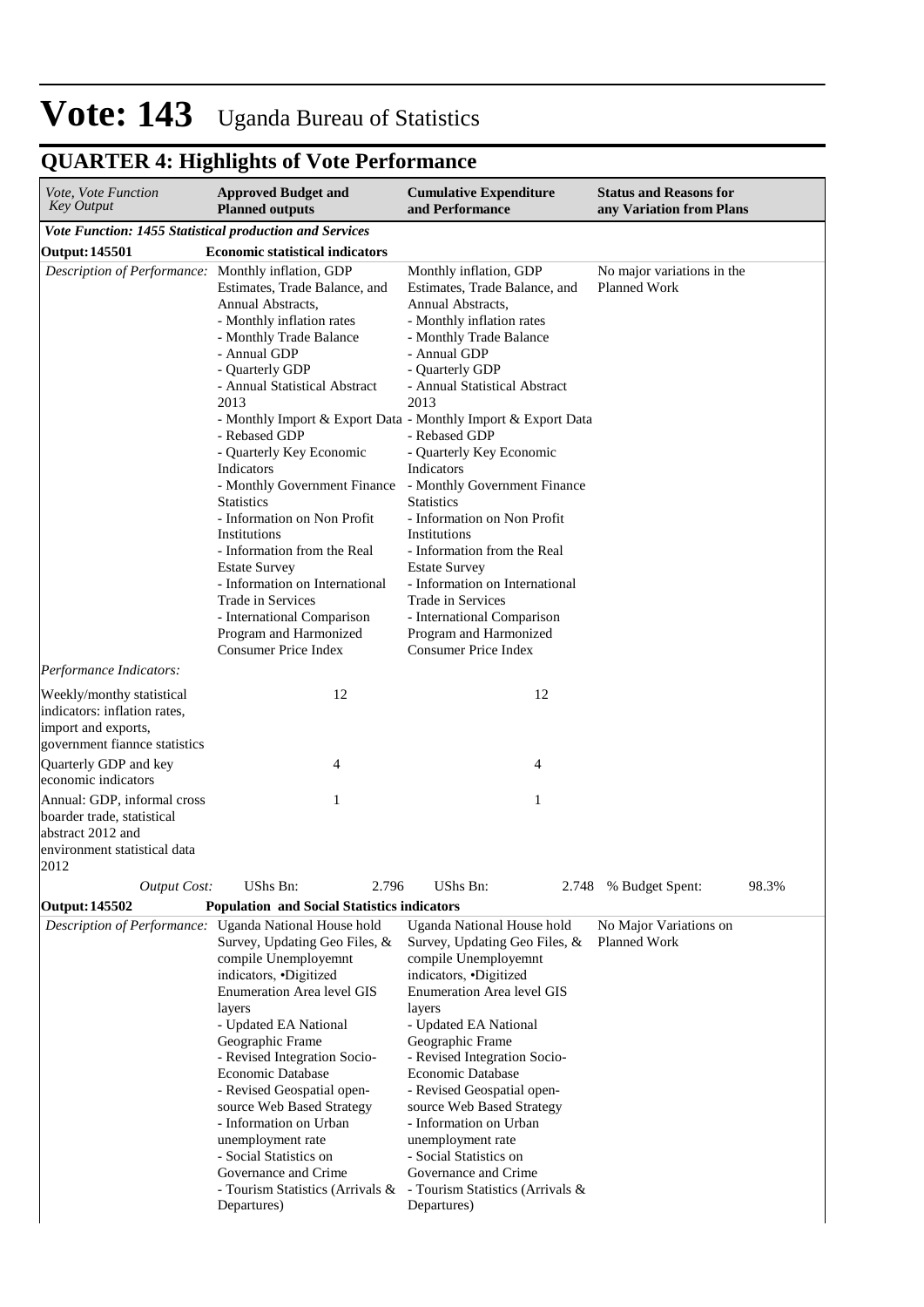# Vote: 143 Uganda Bureau of Statistics

## QUARTER 4: Highlights of Vote Performance

| *Vote, Vote Function Key Output* | **Approved Budget and Planned outputs** | **Cumulative Expenditure and Performance** | **Status and Reasons for any Variation from Plans** |
|---|---|---|---|
| ***Vote Function: 1455 Statistical production and Services*** | | | |
| **Output: 145501** | **Economic statistical indicators** | | |
| *Description of Performance:* | Monthly inflation, GDP Estimates, Trade Balance, and Annual Abstracts,<br>- Monthly inflation rates<br>- Monthly Trade Balance<br>- Annual GDP<br>- Quarterly GDP<br>- Annual Statistical Abstract 2013<br>- Monthly Import & Export Data<br>- Rebased GDP<br>- Quarterly Key Economic Indicators<br>- Monthly Government Finance Statistics<br>- Information on Non Profit Institutions<br>- Information from the Real Estate Survey<br>- Information on International Trade in Services<br>- International Comparison Program and Harmonized Consumer Price Index | Monthly inflation, GDP Estimates, Trade Balance, and Annual Abstracts,<br>- Monthly inflation rates<br>- Monthly Trade Balance<br>- Annual GDP<br>- Quarterly GDP<br>- Annual Statistical Abstract 2013<br>- Monthly Import & Export Data<br>- Rebased GDP<br>- Quarterly Key Economic Indicators<br>- Monthly Government Finance Statistics<br>- Information on Non Profit Institutions<br>- Information from the Real Estate Survey<br>- Information on International Trade in Services<br>- International Comparison Program and Harmonized Consumer Price Index | No major variations in the Planned Work |
| *Performance Indicators:* | | | |
| Weekly/monthy statistical indicators: inflation rates, import and exports, government fiannce statistics | 12 | 12 | |
| Quarterly GDP and key economic indicators | 4 | 4 | |
| Annual: GDP, informal cross boarder trade, statistical abstract 2012 and environment statistical data 2012 | 1 | 1 | |
| *Output Cost:* | UShs Bn: 2.796 | UShs Bn: 2.748 | % Budget Spent: 98.3% |
| **Output: 145502** | **Population and Social Statistics indicators** | | |
| *Description of Performance:* | Uganda National House hold Survey, Updating Geo Files, & compile Unemployemnt indicators, •Digitized Enumeration Area level GIS layers<br>- Updated EA National Geographic Frame<br>- Revised Integration Socio-Economic Database<br>- Revised Geospatial open-source Web Based Strategy<br>- Information on Urban unemployment rate<br>- Social Statistics on Governance and Crime<br>- Tourism Statistics (Arrivals & Departures) | Uganda National House hold Survey, Updating Geo Files, & compile Unemployemnt indicators, •Digitized Enumeration Area level GIS layers<br>- Updated EA National Geographic Frame<br>- Revised Integration Socio-Economic Database<br>- Revised Geospatial open-source Web Based Strategy<br>- Information on Urban unemployment rate<br>- Social Statistics on Governance and Crime<br>- Tourism Statistics (Arrivals & Departures) | No Major Variations on Planned Work |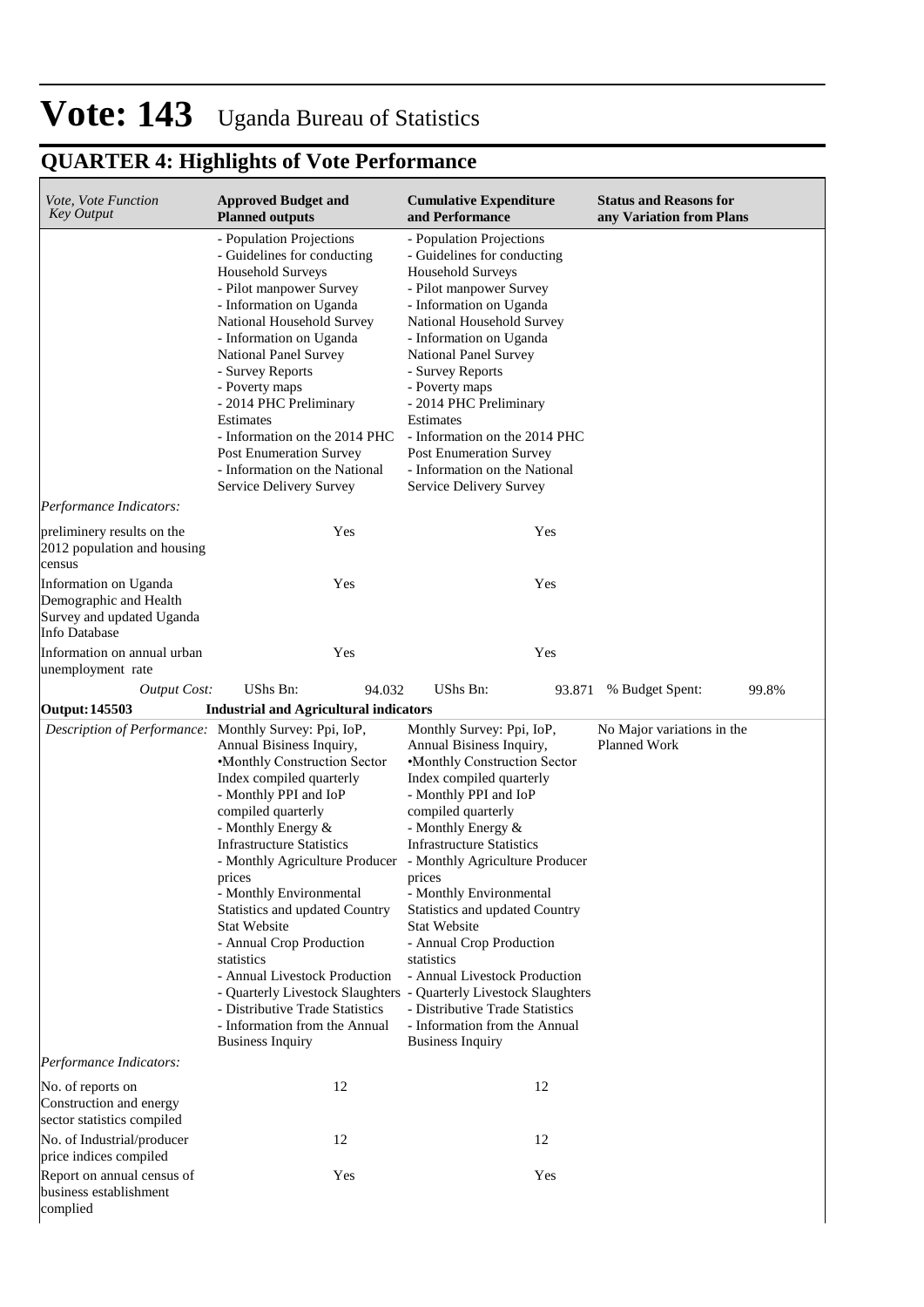# Vote: 143 Uganda Bureau of Statistics

## QUARTER 4: Highlights of Vote Performance

| *Vote, Vote Function Key Output* | **Approved Budget and Planned outputs** | **Cumulative Expenditure and Performance** | **Status and Reasons for any Variation from Plans** |
|---|---|---|---|
| | - Population Projections<br>- Guidelines for conducting Household Surveys<br>- Pilot manpower Survey<br>- Information on Uganda National Household Survey<br>- Information on Uganda National Panel Survey<br>- Survey Reports<br>- Poverty maps<br>- 2014 PHC Preliminary Estimates<br>- Information on the 2014 PHC Post Enumeration Survey<br>- Information on the National Service Delivery Survey | - Population Projections<br>- Guidelines for conducting Household Surveys<br>- Pilot manpower Survey<br>- Information on Uganda National Household Survey<br>- Information on Uganda National Panel Survey<br>- Survey Reports<br>- Poverty maps<br>- 2014 PHC Preliminary Estimates<br>- Information on the 2014 PHC Post Enumeration Survey<br>- Information on the National Service Delivery Survey | |
| *Performance Indicators:* | | | |
| preliminery results on the 2012 population and housing census | Yes | Yes | |
| Information on Uganda Demographic and Health Survey and updated Uganda Info Database | Yes | Yes | |
| Information on annual urban unemployment rate | Yes | Yes | |
| *Output Cost:* | UShs Bn: 94.032 | UShs Bn: 93.871 | % Budget Spent: 99.8% |
| **Output: 145503** | **Industrial and Agricultural indicators** | | |
| *Description of Performance:* | Monthly Survey: Ppi, IoP, Annual Bisiness Inquiry,<br>•Monthly Construction Sector Index compiled quarterly<br>- Monthly PPI and IoP compiled quarterly<br>- Monthly Energy & Infrastructure Statistics<br>- Monthly Agriculture Producer prices<br>- Monthly Environmental Statistics and updated Country Stat Website<br>- Annual Crop Production statistics<br>- Annual Livestock Production<br>- Quarterly Livestock Slaughters<br>- Distributive Trade Statistics<br>- Information from the Annual Business Inquiry | Monthly Survey: Ppi, IoP, Annual Bisiness Inquiry,<br>•Monthly Construction Sector Index compiled quarterly<br>- Monthly PPI and IoP compiled quarterly<br>- Monthly Energy & Infrastructure Statistics<br>- Monthly Agriculture Producer prices<br>- Monthly Environmental Statistics and updated Country Stat Website<br>- Annual Crop Production statistics<br>- Annual Livestock Production<br>- Quarterly Livestock Slaughters<br>- Distributive Trade Statistics<br>- Information from the Annual Business Inquiry | No Major variations in the Planned Work |
| *Performance Indicators:* | | | |
| No. of reports on Construction and energy sector statistics compiled | 12 | 12 | |
| No. of Industrial/producer price indices compiled | 12 | 12 | |
| Report on annual census of business establishment complied | Yes | Yes | |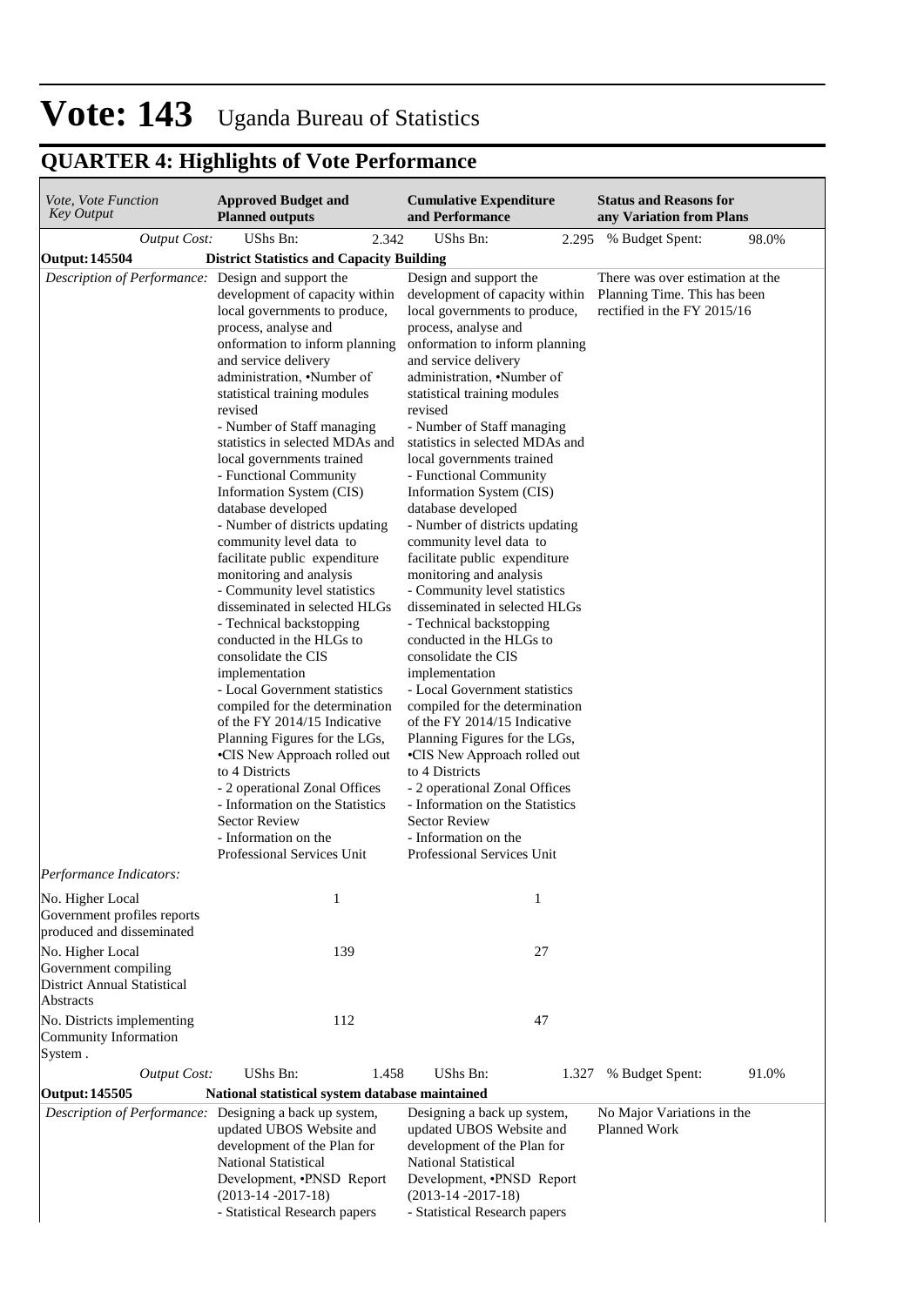# Vote: 143 Uganda Bureau of Statistics

## QUARTER 4: Highlights of Vote Performance

| *Vote, Vote Function Key Output* | **Approved Budget and Planned outputs** | | **Cumulative Expenditure and Performance** | | **Status and Reasons for any Variation from Plans** | |
|---|---|---|---|---|---|---|
| *Output Cost:* | UShs Bn: | 2.342 | UShs Bn: | 2.295 | % Budget Spent: | 98.0% |
| **Output: 145504** | **District Statistics and Capacity Building** | | | | | |
| *Description of Performance:* | Design and support the development of capacity within local governments to produce, process, analyse and onformation to inform planning and service delivery administration, •Number of statistical training modules revised<br>- Number of Staff managing statistics in selected MDAs and local governments trained<br>- Functional Community Information System (CIS) database developed<br>- Number of districts updating community level data to facilitate public expenditure monitoring and analysis<br>- Community level statistics disseminated in selected HLGs<br>- Technical backstopping conducted in the HLGs to consolidate the CIS implementation<br>- Local Government statistics compiled for the determination of the FY 2014/15 Indicative Planning Figures for the LGs, •CIS New Approach rolled out to 4 Districts<br>- 2 operational Zonal Offices<br>- Information on the Statistics Sector Review<br>- Information on the Professional Services Unit | | Design and support the development of capacity within local governments to produce, process, analyse and onformation to inform planning and service delivery administration, •Number of statistical training modules revised<br>- Number of Staff managing statistics in selected MDAs and local governments trained<br>- Functional Community Information System (CIS) database developed<br>- Number of districts updating community level data to facilitate public expenditure monitoring and analysis<br>- Community level statistics disseminated in selected HLGs<br>- Technical backstopping conducted in the HLGs to consolidate the CIS implementation<br>- Local Government statistics compiled for the determination of the FY 2014/15 Indicative Planning Figures for the LGs, •CIS New Approach rolled out to 4 Districts<br>- 2 operational Zonal Offices<br>- Information on the Statistics Sector Review<br>- Information on the Professional Services Unit | | There was over estimation at the Planning Time. This has been rectified in the FY 2015/16 | |
| *Performance Indicators:* | | | | | | |
| No. Higher Local Government profiles reports produced and disseminated | 1 | | 1 | | | |
| No. Higher Local Government compiling District Annual Statistical Abstracts | 139 | | 27 | | | |
| No. Districts implementing Community Information System . | 112 | | 47 | | | |
| *Output Cost:* | UShs Bn: | 1.458 | UShs Bn: | 1.327 | % Budget Spent: | 91.0% |
| **Output: 145505** | **National statistical system database maintained** | | | | | |
| *Description of Performance:* | Designing a back up system, updated UBOS Website and development of the Plan for National Statistical Development, •PNSD Report (2013-14 -2017-18)<br>- Statistical Research papers | | Designing a back up system, updated UBOS Website and development of the Plan for National Statistical Development, •PNSD Report (2013-14 -2017-18)<br>- Statistical Research papers | | No Major Variations in the Planned Work | |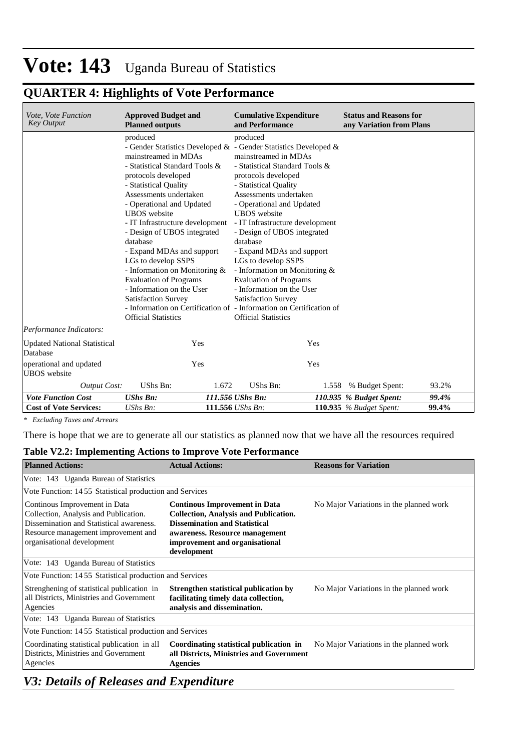# Vote: 143 Uganda Bureau of Statistics

## QUARTER 4: Highlights of Vote Performance

| *Vote, Vote Function Key Output* | **Approved Budget and Planned outputs** | | **Cumulative Expenditure and Performance** | | **Status and Reasons for any Variation from Plans** | |
|---|---|---|---|---|---|---|
| | produced<br>- Gender Statistics Developed & mainstreamed in MDAs<br>- Statistical Standard Tools & protocols developed<br>- Statistical Quality Assessments undertaken<br>- Operational and Updated UBOS website<br>- IT Infrastructure development<br>- Design of UBOS integrated database<br>- Expand MDAs and support LGs to develop SSPS<br>- Information on Monitoring & Evaluation of Programs<br>- Information on the User Satisfaction Survey<br>- Information on Certification of Official Statistics | | produced<br>- Gender Statistics Developed & mainstreamed in MDAs<br>- Statistical Standard Tools & protocols developed<br>- Statistical Quality Assessments undertaken<br>- Operational and Updated UBOS website<br>- IT Infrastructure development<br>- Design of UBOS integrated database<br>- Expand MDAs and support LGs to develop SSPS<br>- Information on Monitoring & Evaluation of Programs<br>- Information on the User Satisfaction Survey<br>- Information on Certification of Official Statistics | | | |
| *Performance Indicators:* | | | | | | |
| Updated National Statistical Database | | Yes | | Yes | | |
| operational and updated UBOS website | | Yes | | Yes | | |
| *Output Cost:* | UShs Bn: | 1.672 | UShs Bn: | 1.558 | % Budget Spent: | 93.2% |
| ***Vote Function Cost*** | ***UShs Bn:*** | ***111.556*** | ***UShs Bn:*** | ***110.935*** | ***% Budget Spent:*** | ***99.4%*** |
| **Cost of Vote Services:** | *UShs Bn:* | **111.556** | *UShs Bn:* | **110.935** | *% Budget Spent:* | **99.4%** |

*\* Excluding Taxes and Arrears*

There is hope that we are to generate all our statistics as planned now that we have all the resources required

### Table V2.2: Implementing Actions to Improve Vote Performance

| **Planned Actions:** | **Actual Actions:** | **Reasons for Variation** |
|---|---|---|
| Vote: 143 Uganda Bureau of Statistics | | |
| Vote Function: 14 55 Statistical production and Services | | |
| Continous Improvement in Data Collection, Analysis and Publication. Dissemination and Statistical awareness. Resource management improvement and organisational development | **Continous Improvement in Data Collection, Analysis and Publication. Dissemination and Statistical awareness. Resource management improvement and organisational development** | No Major Variations in the planned work |
| Vote: 143 Uganda Bureau of Statistics | | |
| Vote Function: 14 55 Statistical production and Services | | |
| Strenghening of statistical publication in all Districts, Ministries and Government Agencies | **Strengthen statistical publication by facilitating timely data collection, analysis and dissemination.** | No Major Variations in the planned work |
| Vote: 143 Uganda Bureau of Statistics | | |
| Vote Function: 14 55 Statistical production and Services | | |
| Coordinating statistical publication in all Districts, Ministries and Government Agencies | **Coordinating statistical publication in all Districts, Ministries and Government Agencies** | No Major Variations in the planned work |

## *V3: Details of Releases and Expenditure*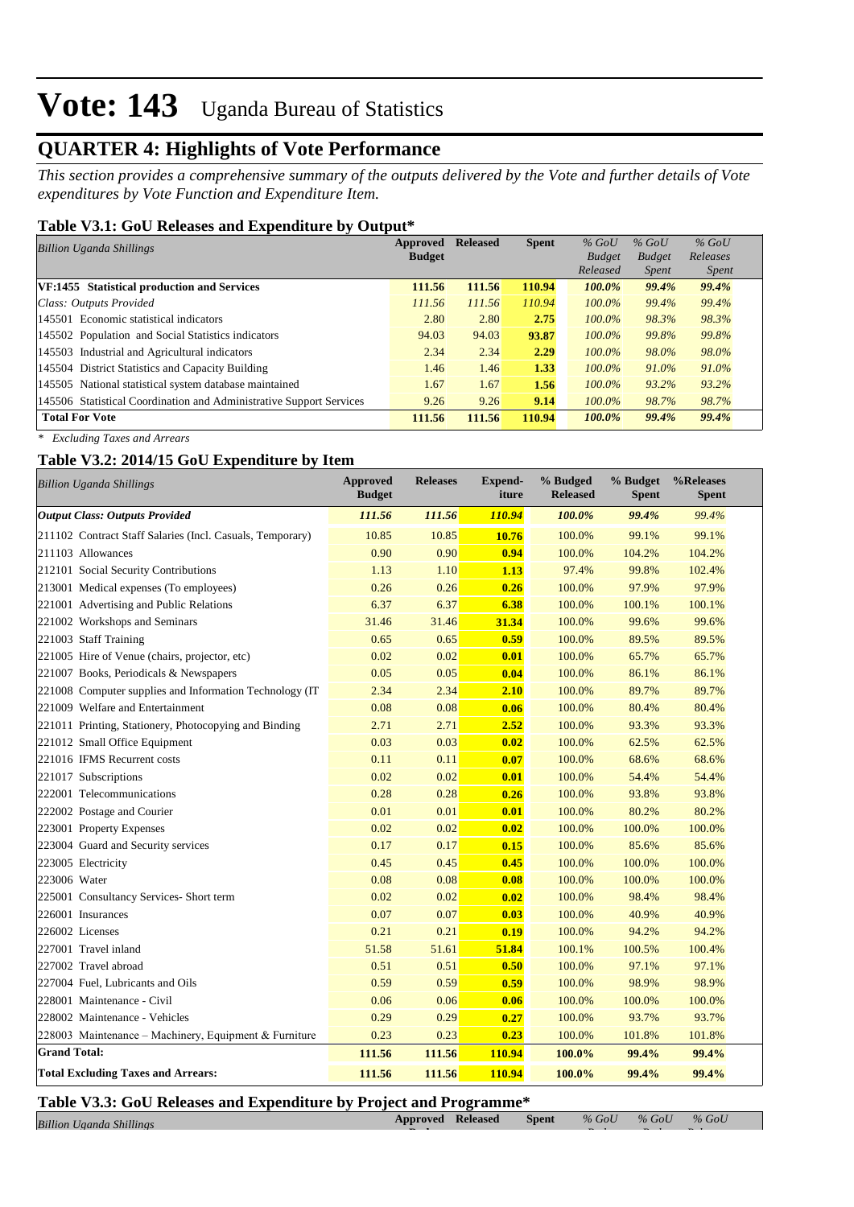# Vote: 143 Uganda Bureau of Statistics

## QUARTER 4: Highlights of Vote Performance

*This section provides a comprehensive summary of the outputs delivered by the Vote and further details of Vote expenditures by Vote Function and Expenditure Item.*

### Table V3.1: GoU Releases and Expenditure by Output*

| *Billion Uganda Shillings* | Approved Budget | Released | Spent | *% GoU Budget Released* | *% GoU Budget Spent* | *% GoU Releases Spent* |
|---|---|---|---|---|---|---|
| **VF:1455 Statistical production and Services** | **111.56** | **111.56** | **110.94** | ***100.0%*** | ***99.4%*** | ***99.4%*** |
| *Class: Outputs Provided* | *111.56* | *111.56* | *110.94* | *100.0%* | *99.4%* | *99.4%* |
| 145501 Economic statistical indicators | 2.80 | 2.80 | **2.75** | *100.0%* | *98.3%* | *98.3%* |
| 145502 Population and Social Statistics indicators | 94.03 | 94.03 | **93.87** | *100.0%* | *99.8%* | *99.8%* |
| 145503 Industrial and Agricultural indicators | 2.34 | 2.34 | **2.29** | *100.0%* | *98.0%* | *98.0%* |
| 145504 District Statistics and Capacity Building | 1.46 | 1.46 | **1.33** | *100.0%* | *91.0%* | *91.0%* |
| 145505 National statistical system database maintained | 1.67 | 1.67 | **1.56** | *100.0%* | *93.2%* | *93.2%* |
| 145506 Statistical Coordination and Administrative Support Services | 9.26 | 9.26 | **9.14** | *100.0%* | *98.7%* | *98.7%* |
| **Total For Vote** | **111.56** | **111.56** | **110.94** | ***100.0%*** | ***99.4%*** | ***99.4%*** |

*\* Excluding Taxes and Arrears*

### Table V3.2: 2014/15 GoU Expenditure by Item

| *Billion Uganda Shillings* | Approved Budget | Releases | Expend-iture | % Budged Released | % Budget Spent | %Releases Spent |
|---|---|---|---|---|---|---|
| ***Output Class: Outputs Provided*** | ***111.56*** | ***111.56*** | ***110.94*** | ***100.0%*** | ***99.4%*** | *99.4%* |
| 211102 Contract Staff Salaries (Incl. Casuals, Temporary) | 10.85 | 10.85 | **10.76** | 100.0% | 99.1% | 99.1% |
| 211103 Allowances | 0.90 | 0.90 | **0.94** | 100.0% | 104.2% | 104.2% |
| 212101 Social Security Contributions | 1.13 | 1.10 | **1.13** | 97.4% | 99.8% | 102.4% |
| 213001 Medical expenses (To employees) | 0.26 | 0.26 | **0.26** | 100.0% | 97.9% | 97.9% |
| 221001 Advertising and Public Relations | 6.37 | 6.37 | **6.38** | 100.0% | 100.1% | 100.1% |
| 221002 Workshops and Seminars | 31.46 | 31.46 | **31.34** | 100.0% | 99.6% | 99.6% |
| 221003 Staff Training | 0.65 | 0.65 | **0.59** | 100.0% | 89.5% | 89.5% |
| 221005 Hire of Venue (chairs, projector, etc) | 0.02 | 0.02 | **0.01** | 100.0% | 65.7% | 65.7% |
| 221007 Books, Periodicals & Newspapers | 0.05 | 0.05 | **0.04** | 100.0% | 86.1% | 86.1% |
| 221008 Computer supplies and Information Technology (IT | 2.34 | 2.34 | **2.10** | 100.0% | 89.7% | 89.7% |
| 221009 Welfare and Entertainment | 0.08 | 0.08 | **0.06** | 100.0% | 80.4% | 80.4% |
| 221011 Printing, Stationery, Photocopying and Binding | 2.71 | 2.71 | **2.52** | 100.0% | 93.3% | 93.3% |
| 221012 Small Office Equipment | 0.03 | 0.03 | **0.02** | 100.0% | 62.5% | 62.5% |
| 221016 IFMS Recurrent costs | 0.11 | 0.11 | **0.07** | 100.0% | 68.6% | 68.6% |
| 221017 Subscriptions | 0.02 | 0.02 | **0.01** | 100.0% | 54.4% | 54.4% |
| 222001 Telecommunications | 0.28 | 0.28 | **0.26** | 100.0% | 93.8% | 93.8% |
| 222002 Postage and Courier | 0.01 | 0.01 | **0.01** | 100.0% | 80.2% | 80.2% |
| 223001 Property Expenses | 0.02 | 0.02 | **0.02** | 100.0% | 100.0% | 100.0% |
| 223004 Guard and Security services | 0.17 | 0.17 | **0.15** | 100.0% | 85.6% | 85.6% |
| 223005 Electricity | 0.45 | 0.45 | **0.45** | 100.0% | 100.0% | 100.0% |
| 223006 Water | 0.08 | 0.08 | **0.08** | 100.0% | 100.0% | 100.0% |
| 225001 Consultancy Services- Short term | 0.02 | 0.02 | **0.02** | 100.0% | 98.4% | 98.4% |
| 226001 Insurances | 0.07 | 0.07 | **0.03** | 100.0% | 40.9% | 40.9% |
| 226002 Licenses | 0.21 | 0.21 | **0.19** | 100.0% | 94.2% | 94.2% |
| 227001 Travel inland | 51.58 | 51.61 | **51.84** | 100.1% | 100.5% | 100.4% |
| 227002 Travel abroad | 0.51 | 0.51 | **0.50** | 100.0% | 97.1% | 97.1% |
| 227004 Fuel, Lubricants and Oils | 0.59 | 0.59 | **0.59** | 100.0% | 98.9% | 98.9% |
| 228001 Maintenance - Civil | 0.06 | 0.06 | **0.06** | 100.0% | 100.0% | 100.0% |
| 228002 Maintenance - Vehicles | 0.29 | 0.29 | **0.27** | 100.0% | 93.7% | 93.7% |
| 228003 Maintenance – Machinery, Equipment & Furniture | 0.23 | 0.23 | **0.23** | 100.0% | 101.8% | 101.8% |
| **Grand Total:** | **111.56** | **111.56** | **110.94** | **100.0%** | **99.4%** | **99.4%** |
| **Total Excluding Taxes and Arrears:** | **111.56** | **111.56** | **110.94** | **100.0%** | **99.4%** | **99.4%** |

### Table V3.3: GoU Releases and Expenditure by Project and Programme*

| *Billion Uganda Shillings* | Approved | Released | Spent | *% GoU* | *% GoU* | *% GoU* |
|---|---|---|---|---|---|---|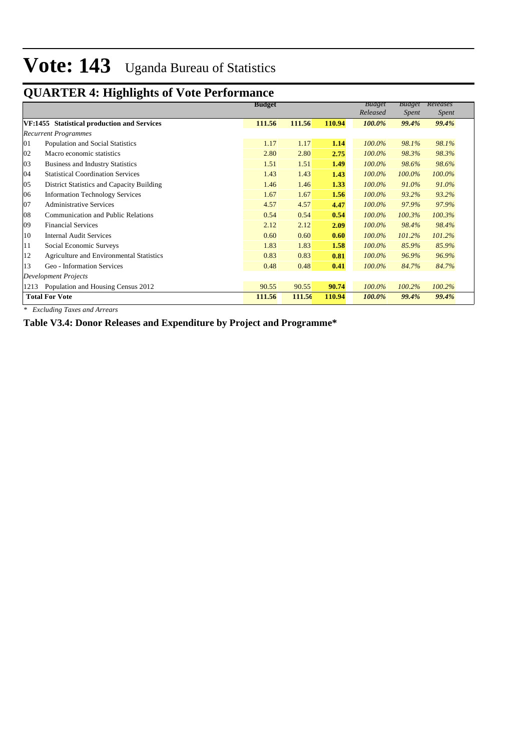# Vote: 143 Uganda Bureau of Statistics

## QUARTER 4: Highlights of Vote Performance

| | | Budget | | | Budget Released | Budget Spent | Releases Spent |
|---|---|---|---|---|---|---|---|
| **VF:1455 Statistical production and Services** | | **111.56** | **111.56** | **110.94** | ***100.0%*** | ***99.4%*** | ***99.4%*** |
| *Recurrent Programmes* | | | | | | | |
| 01 | Population and Social Statistics | 1.17 | 1.17 | **1.14** | *100.0%* | *98.1%* | *98.1%* |
| 02 | Macro economic statistics | 2.80 | 2.80 | **2.75** | *100.0%* | *98.3%* | *98.3%* |
| 03 | Business and Industry Statistics | 1.51 | 1.51 | **1.49** | *100.0%* | *98.6%* | *98.6%* |
| 04 | Statistical Coordination Services | 1.43 | 1.43 | **1.43** | *100.0%* | *100.0%* | *100.0%* |
| 05 | District Statistics and Capacity Building | 1.46 | 1.46 | **1.33** | *100.0%* | *91.0%* | *91.0%* |
| 06 | Information Technology Services | 1.67 | 1.67 | **1.56** | *100.0%* | *93.2%* | *93.2%* |
| 07 | Administrative Services | 4.57 | 4.57 | **4.47** | *100.0%* | *97.9%* | *97.9%* |
| 08 | Communication and Public Relations | 0.54 | 0.54 | **0.54** | *100.0%* | *100.3%* | *100.3%* |
| 09 | Financial Services | 2.12 | 2.12 | **2.09** | *100.0%* | *98.4%* | *98.4%* |
| 10 | Internal Audit Services | 0.60 | 0.60 | **0.60** | *100.0%* | *101.2%* | *101.2%* |
| 11 | Social Economic Surveys | 1.83 | 1.83 | **1.58** | *100.0%* | *85.9%* | *85.9%* |
| 12 | Agriculture and Environmental Statistics | 0.83 | 0.83 | **0.81** | *100.0%* | *96.9%* | *96.9%* |
| 13 | Geo - Information Services | 0.48 | 0.48 | **0.41** | *100.0%* | *84.7%* | *84.7%* |
| *Development Projects* | | | | | | | |
| 1213 | Population and Housing Census 2012 | 90.55 | 90.55 | **90.74** | *100.0%* | *100.2%* | *100.2%* |
| **Total For Vote** | | **111.56** | **111.56** | **110.94** | ***100.0%*** | ***99.4%*** | ***99.4%*** |

*\* Excluding Taxes and Arrears*

**Table V3.4: Donor Releases and Expenditure by Project and Programme***